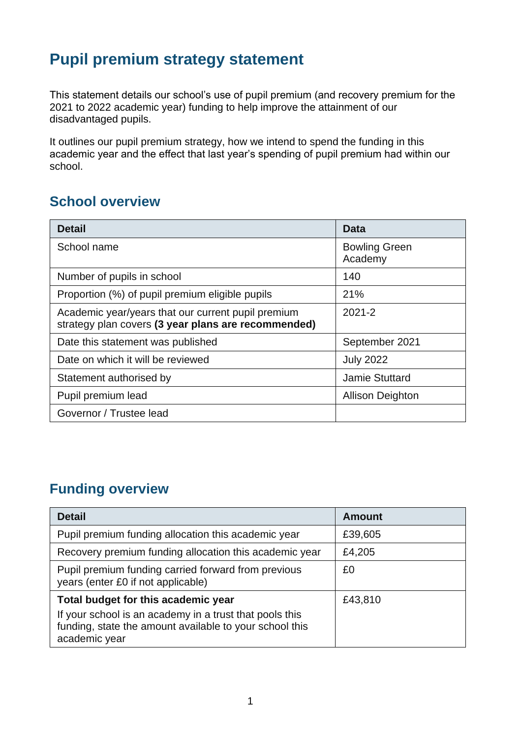# Pupil premium strategy statement

This statement details our school's use of pupil premium (and recovery premium for the 2021 to 2022 academic year) funding to help improve the attainment of our disadvantaged pupils.

It outlines our pupil premium strategy, how we intend to spend the funding in this academic year and the effect that last year's spending of pupil premium had within our school.

## School overview

| Detail | Data |
|---|---|
| School name | Bowling Green Academy |
| Number of pupils in school | 140 |
| Proportion (%) of pupil premium eligible pupils | 21% |
| Academic year/years that our current pupil premium strategy plan covers **(3 year plans are recommended)** | 2021-2 |
| Date this statement was published | September 2021 |
| Date on which it will be reviewed | July 2022 |
| Statement authorised by | Jamie Stuttard |
| Pupil premium lead | Allison Deighton |
| Governor / Trustee lead | |

## Funding overview

| Detail | Amount |
|---|---|
| Pupil premium funding allocation this academic year | £39,605 |
| Recovery premium funding allocation this academic year | £4,205 |
| Pupil premium funding carried forward from previous years (enter £0 if not applicable) | £0 |
| **Total budget for this academic year**<br>If your school is an academy in a trust that pools this funding, state the amount available to your school this academic year | £43,810 |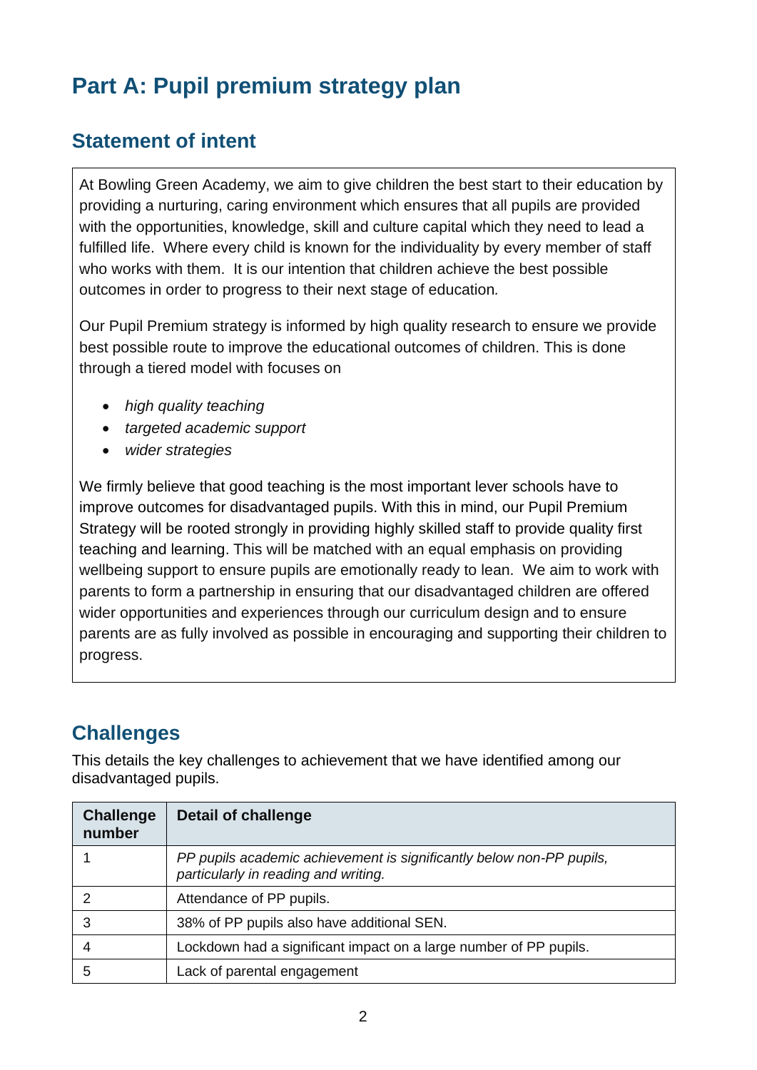# Part A: Pupil premium strategy plan

## Statement of intent

At Bowling Green Academy, we aim to give children the best start to their education by providing a nurturing, caring environment which ensures that all pupils are provided with the opportunities, knowledge, skill and culture capital which they need to lead a fulfilled life. Where every child is known for the individuality by every member of staff who works with them. It is our intention that children achieve the best possible outcomes in order to progress to their next stage of education.

Our Pupil Premium strategy is informed by high quality research to ensure we provide best possible route to improve the educational outcomes of children. This is done through a tiered model with focuses on

- *high quality teaching*
- *targeted academic support*
- *wider strategies*

We firmly believe that good teaching is the most important lever schools have to improve outcomes for disadvantaged pupils. With this in mind, our Pupil Premium Strategy will be rooted strongly in providing highly skilled staff to provide quality first teaching and learning. This will be matched with an equal emphasis on providing wellbeing support to ensure pupils are emotionally ready to lean. We aim to work with parents to form a partnership in ensuring that our disadvantaged children are offered wider opportunities and experiences through our curriculum design and to ensure parents are as fully involved as possible in encouraging and supporting their children to progress.

## Challenges

This details the key challenges to achievement that we have identified among our disadvantaged pupils.

| Challenge number | Detail of challenge |
|---|---|
| 1 | *PP pupils academic achievement is significantly below non-PP pupils, particularly in reading and writing.* |
| 2 | Attendance of PP pupils. |
| 3 | 38% of PP pupils also have additional SEN. |
| 4 | Lockdown had a significant impact on a large number of PP pupils. |
| 5 | Lack of parental engagement |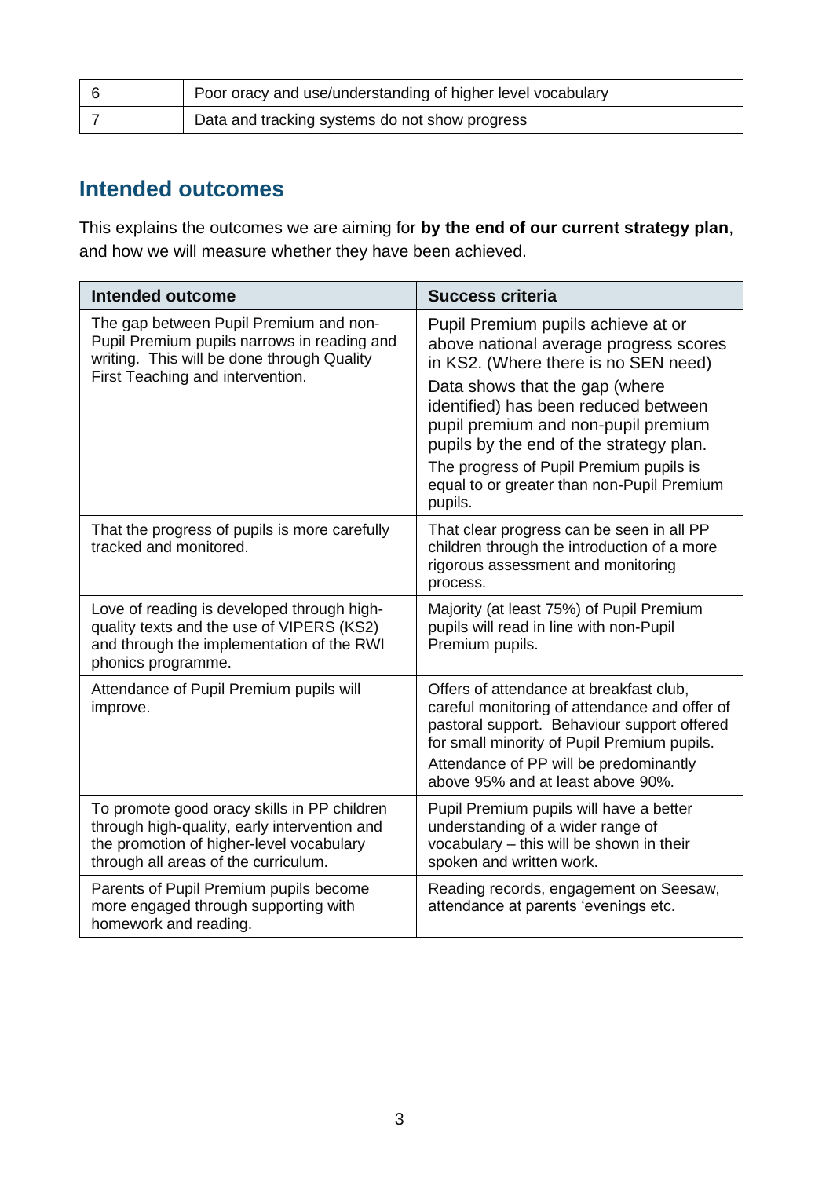| | |
|---|---|
| 6 | Poor oracy and use/understanding of higher level vocabulary |
| 7 | Data and tracking systems do not show progress |

## Intended outcomes

This explains the outcomes we are aiming for **by the end of our current strategy plan**, and how we will measure whether they have been achieved.

| Intended outcome | Success criteria |
|---|---|
| The gap between Pupil Premium and non-Pupil Premium pupils narrows in reading and writing. This will be done through Quality First Teaching and intervention. | Pupil Premium pupils achieve at or above national average progress scores in KS2. (Where there is no SEN need)<br>Data shows that the gap (where identified) has been reduced between pupil premium and non-pupil premium pupils by the end of the strategy plan.<br>The progress of Pupil Premium pupils is equal to or greater than non-Pupil Premium pupils. |
| That the progress of pupils is more carefully tracked and monitored. | That clear progress can be seen in all PP children through the introduction of a more rigorous assessment and monitoring process. |
| Love of reading is developed through high-quality texts and the use of VIPERS (KS2) and through the implementation of the RWI phonics programme. | Majority (at least 75%) of Pupil Premium pupils will read in line with non-Pupil Premium pupils. |
| Attendance of Pupil Premium pupils will improve. | Offers of attendance at breakfast club, careful monitoring of attendance and offer of pastoral support. Behaviour support offered for small minority of Pupil Premium pupils.<br>Attendance of PP will be predominantly above 95% and at least above 90%. |
| To promote good oracy skills in PP children through high-quality, early intervention and the promotion of higher-level vocabulary through all areas of the curriculum. | Pupil Premium pupils will have a better understanding of a wider range of vocabulary – this will be shown in their spoken and written work. |
| Parents of Pupil Premium pupils become more engaged through supporting with homework and reading. | Reading records, engagement on Seesaw, attendance at parents 'evenings etc. |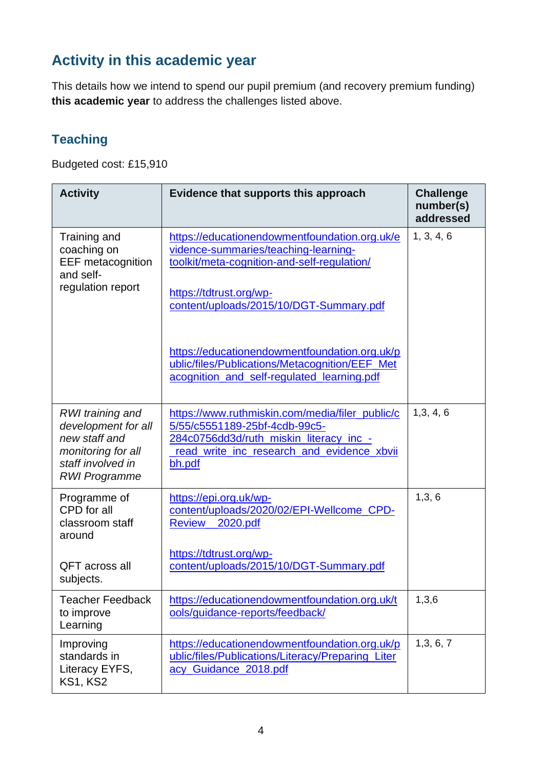## Activity in this academic year

This details how we intend to spend our pupil premium (and recovery premium funding) **this academic year** to address the challenges listed above.

### Teaching

Budgeted cost: £15,910

| Activity | Evidence that supports this approach | Challenge number(s) addressed |
|---|---|---|
| Training and coaching on EEF metacognition and self-regulation report | https://educationendowmentfoundation.org.uk/evidence-summaries/teaching-learning-toolkit/meta-cognition-and-self-regulation/<br><br>https://tdtrust.org/wp-content/uploads/2015/10/DGT-Summary.pdf<br><br>https://educationendowmentfoundation.org.uk/public/files/Publications/Metacognition/EEF_Metacognition_and_self-regulated_learning.pdf | 1, 3, 4, 6 |
| *RWI training and development for all new staff and monitoring for all staff involved in RWI Programme* | https://www.ruthmiskin.com/media/filer_public/c5/55/c5551189-25bf-4cdb-99c5-284c0756dd3d/ruth_miskin_literacy_inc_-_read_write_inc_research_and_evidence_xbviibh.pdf | 1,3, 4, 6 |
| Programme of CPD for all classroom staff around<br><br>QFT across all subjects. | https://epi.org.uk/wp-content/uploads/2020/02/EPI-Wellcome_CPD-Review__2020.pdf<br><br>https://tdtrust.org/wp-content/uploads/2015/10/DGT-Summary.pdf | 1,3, 6 |
| Teacher Feedback to improve Learning | https://educationendowmentfoundation.org.uk/tools/guidance-reports/feedback/ | 1,3,6 |
| Improving standards in Literacy EYFS, KS1, KS2 | https://educationendowmentfoundation.org.uk/public/files/Publications/Literacy/Preparing_Literacy_Guidance_2018.pdf | 1,3, 6, 7 |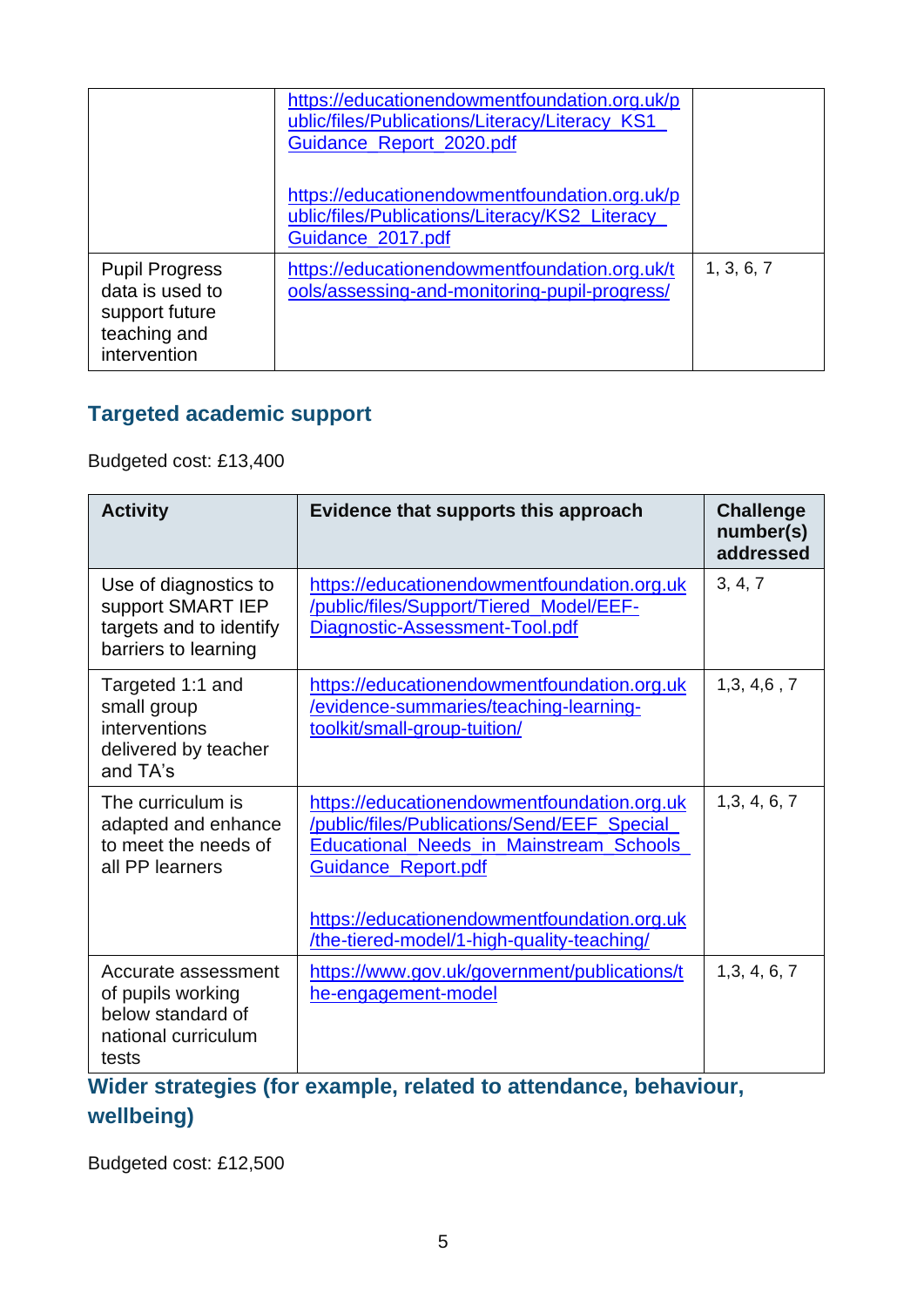| | | |
|---|---|---|
| | https://educationendowmentfoundation.org.uk/public/files/Publications/Literacy/Literacy_KS1_Guidance_Report_2020.pdf<br><br>https://educationendowmentfoundation.org.uk/public/files/Publications/Literacy/KS2_Literacy_Guidance_2017.pdf | |
| Pupil Progress data is used to support future teaching and intervention | https://educationendowmentfoundation.org.uk/tools/assessing-and-monitoring-pupil-progress/ | 1, 3, 6, 7 |

## Targeted academic support

Budgeted cost: £13,400

| Activity | Evidence that supports this approach | Challenge number(s) addressed |
|---|---|---|
| Use of diagnostics to support SMART IEP targets and to identify barriers to learning | https://educationendowmentfoundation.org.uk/public/files/Support/Tiered_Model/EEF-Diagnostic-Assessment-Tool.pdf | 3, 4, 7 |
| Targeted 1:1 and small group interventions delivered by teacher and TA's | https://educationendowmentfoundation.org.uk/evidence-summaries/teaching-learning-toolkit/small-group-tuition/ | 1,3, 4,6 , 7 |
| The curriculum is adapted and enhance to meet the needs of all PP learners | https://educationendowmentfoundation.org.uk/public/files/Publications/Send/EEF_Special_Educational_Needs_in_Mainstream_Schools_Guidance_Report.pdf<br><br>https://educationendowmentfoundation.org.uk/the-tiered-model/1-high-quality-teaching/ | 1,3, 4, 6, 7 |
| Accurate assessment of pupils working below standard of national curriculum tests | https://www.gov.uk/government/publications/the-engagement-model | 1,3, 4, 6, 7 |

## Wider strategies (for example, related to attendance, behaviour, wellbeing)

Budgeted cost: £12,500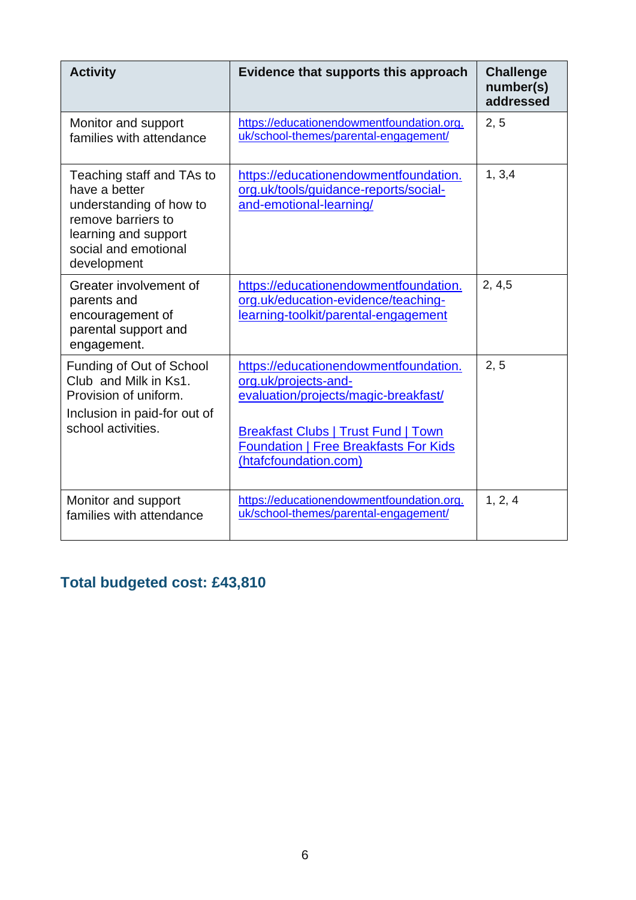| Activity | Evidence that supports this approach | Challenge number(s) addressed |
| --- | --- | --- |
| Monitor and support families with attendance | https://educationendowmentfoundation.org.uk/school-themes/parental-engagement/ | 2, 5 |
| Teaching staff and TAs to have a better understanding of how to remove barriers to learning and support social and emotional development | https://educationendowmentfoundation.org.uk/tools/guidance-reports/social-and-emotional-learning/ | 1, 3,4 |
| Greater involvement of parents and encouragement of parental support and engagement. | https://educationendowmentfoundation.org.uk/education-evidence/teaching-learning-toolkit/parental-engagement | 2, 4,5 |
| Funding of Out of School Club and Milk in Ks1. Provision of uniform. Inclusion in paid-for out of school activities. | https://educationendowmentfoundation.org.uk/projects-and-evaluation/projects/magic-breakfast/ Breakfast Clubs \| Trust Fund \| Town Foundation \| Free Breakfasts For Kids (htafcfoundation.com) | 2, 5 |
| Monitor and support families with attendance | https://educationendowmentfoundation.org.uk/school-themes/parental-engagement/ | 1, 2, 4 |

## Total budgeted cost: £43,810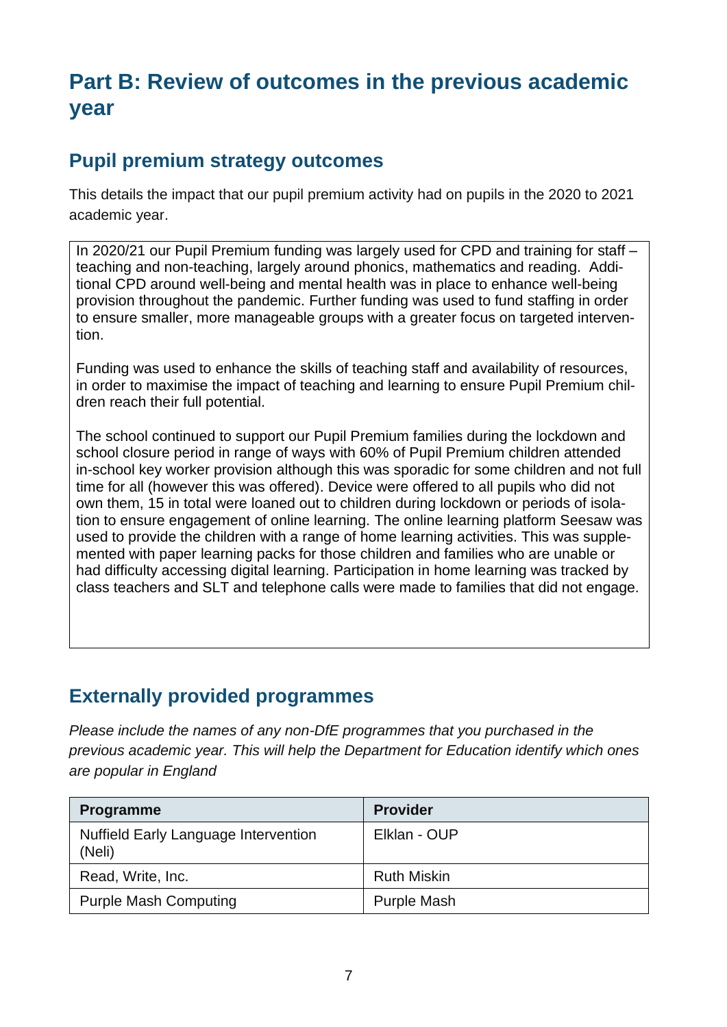# Part B: Review of outcomes in the previous academic year

## Pupil premium strategy outcomes

This details the impact that our pupil premium activity had on pupils in the 2020 to 2021 academic year.

In 2020/21 our Pupil Premium funding was largely used for CPD and training for staff – teaching and non-teaching, largely around phonics, mathematics and reading. Additional CPD around well-being and mental health was in place to enhance well-being provision throughout the pandemic. Further funding was used to fund staffing in order to ensure smaller, more manageable groups with a greater focus on targeted intervention.

Funding was used to enhance the skills of teaching staff and availability of resources, in order to maximise the impact of teaching and learning to ensure Pupil Premium children reach their full potential.

The school continued to support our Pupil Premium families during the lockdown and school closure period in range of ways with 60% of Pupil Premium children attended in-school key worker provision although this was sporadic for some children and not full time for all (however this was offered). Device were offered to all pupils who did not own them, 15 in total were loaned out to children during lockdown or periods of isolation to ensure engagement of online learning. The online learning platform Seesaw was used to provide the children with a range of home learning activities. This was supplemented with paper learning packs for those children and families who are unable or had difficulty accessing digital learning. Participation in home learning was tracked by class teachers and SLT and telephone calls were made to families that did not engage.

## Externally provided programmes

*Please include the names of any non-DfE programmes that you purchased in the previous academic year. This will help the Department for Education identify which ones are popular in England*

| Programme | Provider |
| --- | --- |
| Nuffield Early Language Intervention (Neli) | Elklan - OUP |
| Read, Write, Inc. | Ruth Miskin |
| Purple Mash Computing | Purple Mash |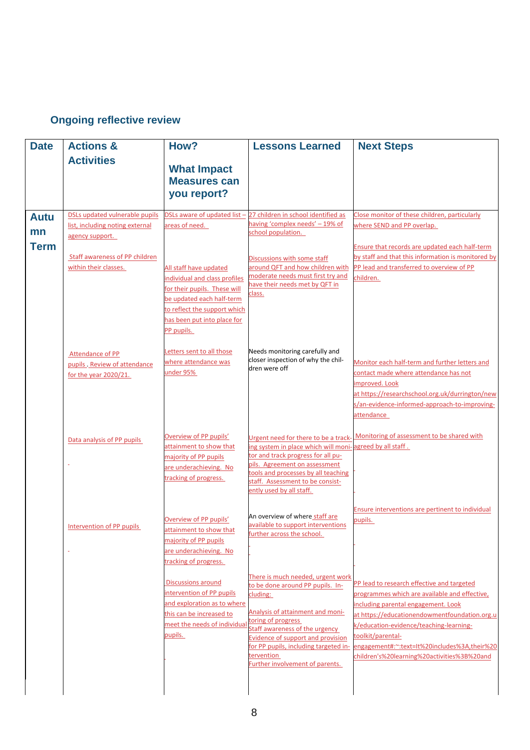## Ongoing reflective review

| Date | Actions & Activities | How? What Impact Measures can you report? | Lessons Learned | Next Steps |
|---|---|---|---|---|
| Autumn Term | DSLs updated vulnerable pupils list, including noting external agency support. | DSLs aware of updated list – areas of need. | 27 children in school identified as having 'complex needs' – 19% of school population. | Close monitor of these children, particularly where SEND and PP overlap. |
| | Staff awareness of PP children within their classes. | All staff have updated individual and class profiles for their pupils. These will be updated each half-term to reflect the support which has been put into place for PP pupils. | Discussions with some staff around QFT and how children with moderate needs must first try and have their needs met by QFT in class. | Ensure that records are updated each half-term by staff and that this information is monitored by PP lead and transferred to overview of PP children. |
| | Attendance of PP pupils. Review of attendance for the year 2020/21. | Letters sent to all those where attendance was under 95% | Needs monitoring carefully and closer inspection of why the children were off | Monitor each half-term and further letters and contact made where attendance has not improved. Look at https://researchschool.org.uk/durrington/news/an-evidence-informed-approach-to-improving-attendance |
| | Data analysis of PP pupils | Overview of PP pupils' attainment to show that majority of PP pupils are underachieving. No tracking of progress. | Urgent need for there to be a tracking system in place which will monitor and track progress for all pupils. Agreement on assessment tools and processes by all teaching staff. Assessment to be consistently used by all staff. | Monitoring of assessment to be shared with agreed by all staff . |
| | Intervention of PP pupils | Overview of PP pupils' attainment to show that majority of PP pupils are underachieving. No tracking of progress. | An overview of where staff are available to support interventions further across the school. | Ensure interventions are pertinent to individual pupils. |
| | | Discussions around intervention of PP pupils and exploration as to where this can be increased to meet the needs of individual pupils. | There is much needed, urgent work to be done around PP pupils. Including:<br>Analysis of attainment and monitoring of progress<br>Staff awareness of the urgency<br>Evidence of support and provision for PP pupils, including targeted intervention<br>Further involvement of parents. | PP lead to research effective and targeted programmes which are available and effective, including parental engagement. Look at https://educationendowmentfoundation.org.uk/education-evidence/teaching-learning-toolkit/parental-engagement#:~:text=It%20includes%3A,their%20children's%20learning%20activities%3B%20and |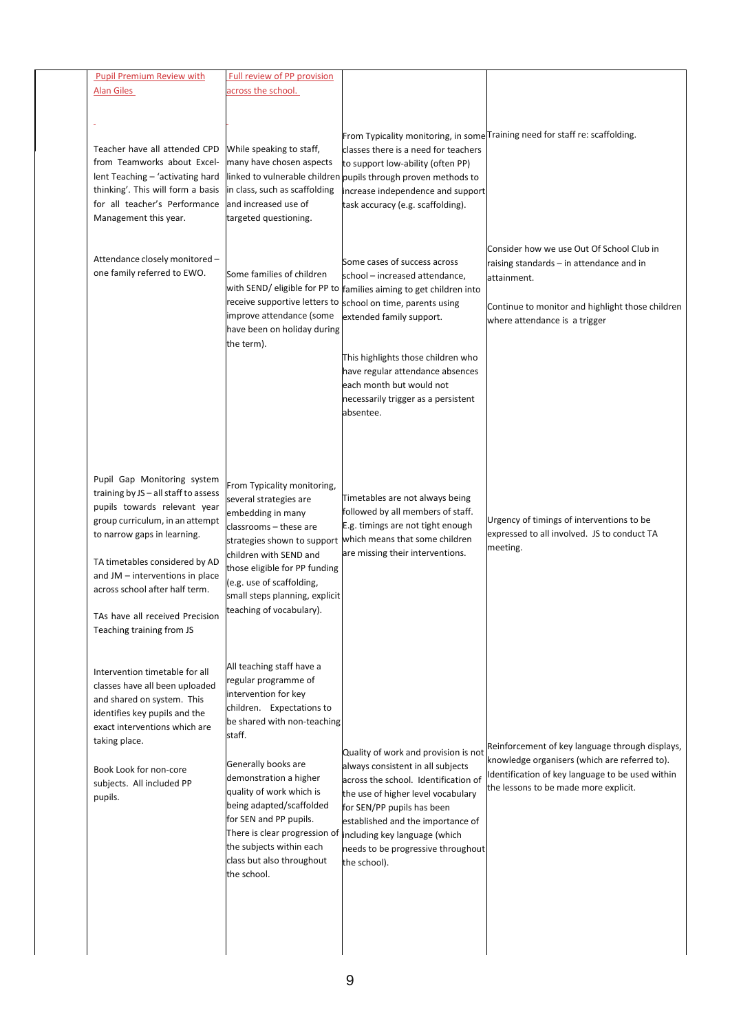| | | | | |
|---|---|---|---|---|
| | Pupil Premium Review with Alan Giles | Full review of PP provision across the school. | | |
| | Teacher have all attended CPD from Teamworks about Excel-lent Teaching – 'activating hard thinking'. This will form a basis for all teacher's Performance Management this year. | While speaking to staff, many have chosen aspects linked to vulnerable children in class, such as scaffolding and increased use of targeted questioning. | From Typicality monitoring, in some classes there is a need for teachers to support low-ability (often PP) pupils through proven methods to increase independence and support task accuracy (e.g. scaffolding). | Training need for staff re: scaffolding. |
| | Attendance closely monitored – one family referred to EWO. | Some families of children with SEND/ eligible for PP to receive supportive letters to improve attendance (some have been on holiday during the term). | Some cases of success across school – increased attendance, families aiming to get children into school on time, parents using extended family support.<br><br>This highlights those children who have regular attendance absences each month but would not necessarily trigger as a persistent absentee. | Consider how we use Out Of School Club in raising standards – in attendance and in attainment.<br><br>Continue to monitor and highlight those children where attendance is a trigger |
| | Pupil Gap Monitoring system training by JS – all staff to assess pupils towards relevant year group curriculum, in an attempt to narrow gaps in learning.<br><br>TA timetables considered by AD and JM – interventions in place across school after half term.<br><br>TAs have all received Precision Teaching training from JS | From Typicality monitoring, several strategies are embedding in many classrooms – these are strategies shown to support children with SEND and those eligible for PP funding (e.g. use of scaffolding, small steps planning, explicit teaching of vocabulary). | Timetables are not always being followed by all members of staff. E.g. timings are not tight enough which means that some children are missing their interventions. | Urgency of timings of interventions to be expressed to all involved. JS to conduct TA meeting. |
| | Intervention timetable for all classes have all been uploaded and shared on system. This identifies key pupils and the exact interventions which are taking place.<br><br>Book Look for non-core subjects. All included PP pupils. | All teaching staff have a regular programme of intervention for key children. Expectations to be shared with non-teaching staff.<br><br>Generally books are demonstration a higher quality of work which is being adapted/scaffolded for SEN and PP pupils. There is clear progression of the subjects within each class but also throughout the school. | Quality of work and provision is not always consistent in all subjects across the school. Identification of the use of higher level vocabulary for SEN/PP pupils has been established and the importance of including key language (which needs to be progressive throughout the school). | Reinforcement of key language through displays, knowledge organisers (which are referred to). Identification of key language to be used within the lessons to be made more explicit. |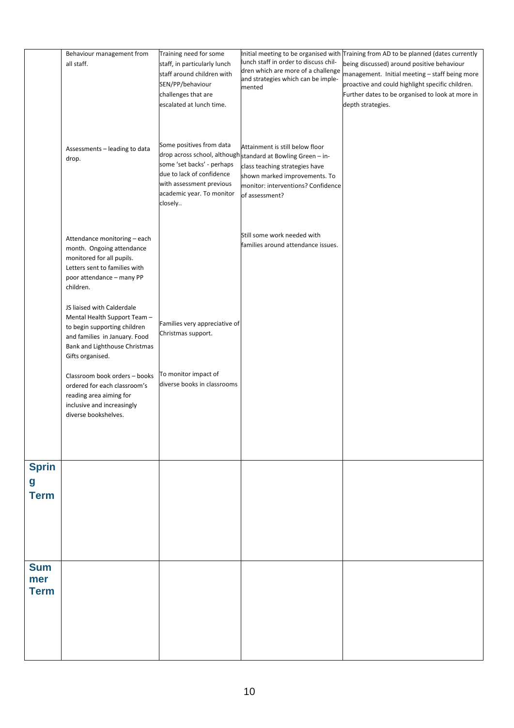| | | | | |
|---|---|---|---|---|
| | Behaviour management from all staff. | Training need for some staff, in particularly lunch staff around children with SEN/PP/behaviour challenges that are escalated at lunch time. | Initial meeting to be organised with lunch staff in order to discuss children which are more of a challenge and strategies which can be implemented | Training from AD to be planned (dates currently being discussed) around positive behaviour management. Initial meeting – staff being more proactive and could highlight specific children. Further dates to be organised to look at more in depth strategies. |
| | Assessments – leading to data drop. | Some positives from data drop across school, although some 'set backs' - perhaps due to lack of confidence with assessment previous academic year. To monitor closely.. | Attainment is still below floor standard at Bowling Green – in-class teaching strategies have shown marked improvements. To monitor: interventions? Confidence of assessment? | |
| | Attendance monitoring – each month. Ongoing attendance monitored for all pupils. Letters sent to families with poor attendance – many PP children. | | Still some work needed with families around attendance issues. | |
| | JS liaised with Calderdale Mental Health Support Team – to begin supporting children and families in January. Food Bank and Lighthouse Christmas Gifts organised. | Families very appreciative of Christmas support. | | |
| | Classroom book orders – books ordered for each classroom's reading area aiming for inclusive and increasingly diverse bookshelves. | To monitor impact of diverse books in classrooms | | |
| **Spring Term** | | | | |
| **Summer Term** | | | | |